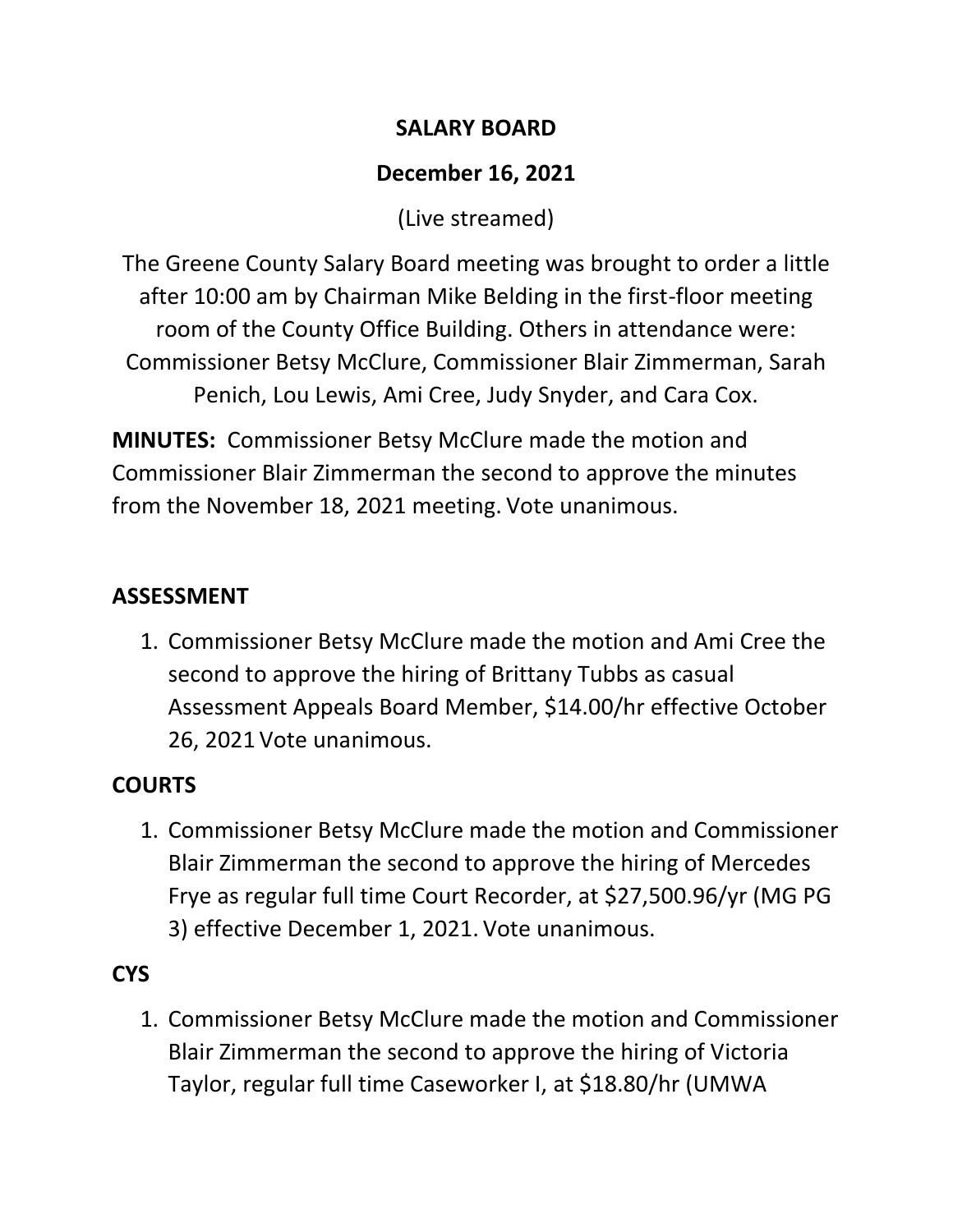# SALARY BOARD

## December 16, 2021

(Live streamed)

The Greene County Salary Board meeting was brought to order a little after 10:00 am by Chairman Mike Belding in the first-floor meeting room of the County Office Building. Others in attendance were: Commissioner Betsy McClure, Commissioner Blair Zimmerman, Sarah Penich, Lou Lewis, Ami Cree, Judy Snyder, and Cara Cox.

**MINUTES:** Commissioner Betsy McClure made the motion and Commissioner Blair Zimmerman the second to approve the minutes from the November 18, 2021 meeting. Vote unanimous.

**ASSESSMENT**

1. Commissioner Betsy McClure made the motion and Ami Cree the second to approve the hiring of Brittany Tubbs as casual Assessment Appeals Board Member, $14.00/hr effective October 26, 2021 Vote unanimous.

**COURTS**

1. Commissioner Betsy McClure made the motion and Commissioner Blair Zimmerman the second to approve the hiring of Mercedes Frye as regular full time Court Recorder, at $27,500.96/yr (MG PG 3) effective December 1, 2021. Vote unanimous.

**CYS**

1. Commissioner Betsy McClure made the motion and Commissioner Blair Zimmerman the second to approve the hiring of Victoria Taylor, regular full time Caseworker I, at $18.80/hr (UMWA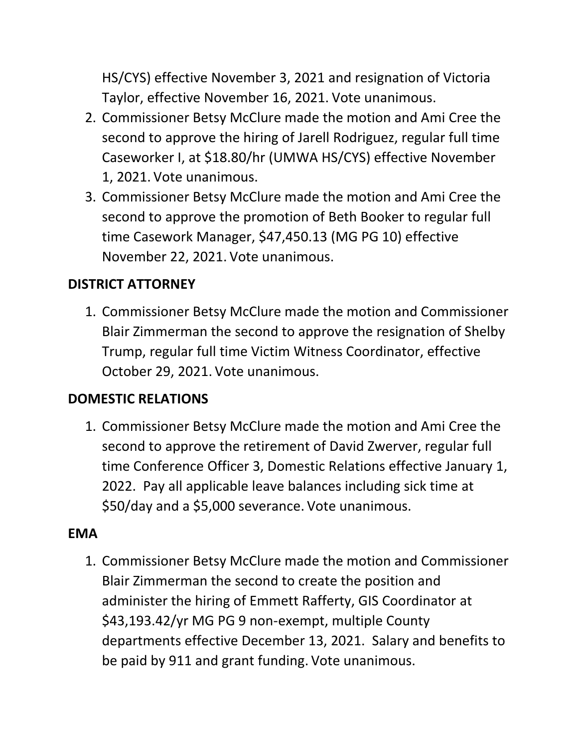HS/CYS) effective November 3, 2021 and resignation of Victoria Taylor, effective November 16, 2021. Vote unanimous.

2. Commissioner Betsy McClure made the motion and Ami Cree the second to approve the hiring of Jarell Rodriguez, regular full time Caseworker I, at $18.80/hr (UMWA HS/CYS) effective November 1, 2021. Vote unanimous.
3. Commissioner Betsy McClure made the motion and Ami Cree the second to approve the promotion of Beth Booker to regular full time Casework Manager, $47,450.13 (MG PG 10) effective November 22, 2021. Vote unanimous.

**DISTRICT ATTORNEY**

1. Commissioner Betsy McClure made the motion and Commissioner Blair Zimmerman the second to approve the resignation of Shelby Trump, regular full time Victim Witness Coordinator, effective October 29, 2021. Vote unanimous.

**DOMESTIC RELATIONS**

1. Commissioner Betsy McClure made the motion and Ami Cree the second to approve the retirement of David Zwerver, regular full time Conference Officer 3, Domestic Relations effective January 1, 2022. Pay all applicable leave balances including sick time at $50/day and a $5,000 severance. Vote unanimous.

**EMA**

1. Commissioner Betsy McClure made the motion and Commissioner Blair Zimmerman the second to create the position and administer the hiring of Emmett Rafferty, GIS Coordinator at $43,193.42/yr MG PG 9 non-exempt, multiple County departments effective December 13, 2021. Salary and benefits to be paid by 911 and grant funding. Vote unanimous.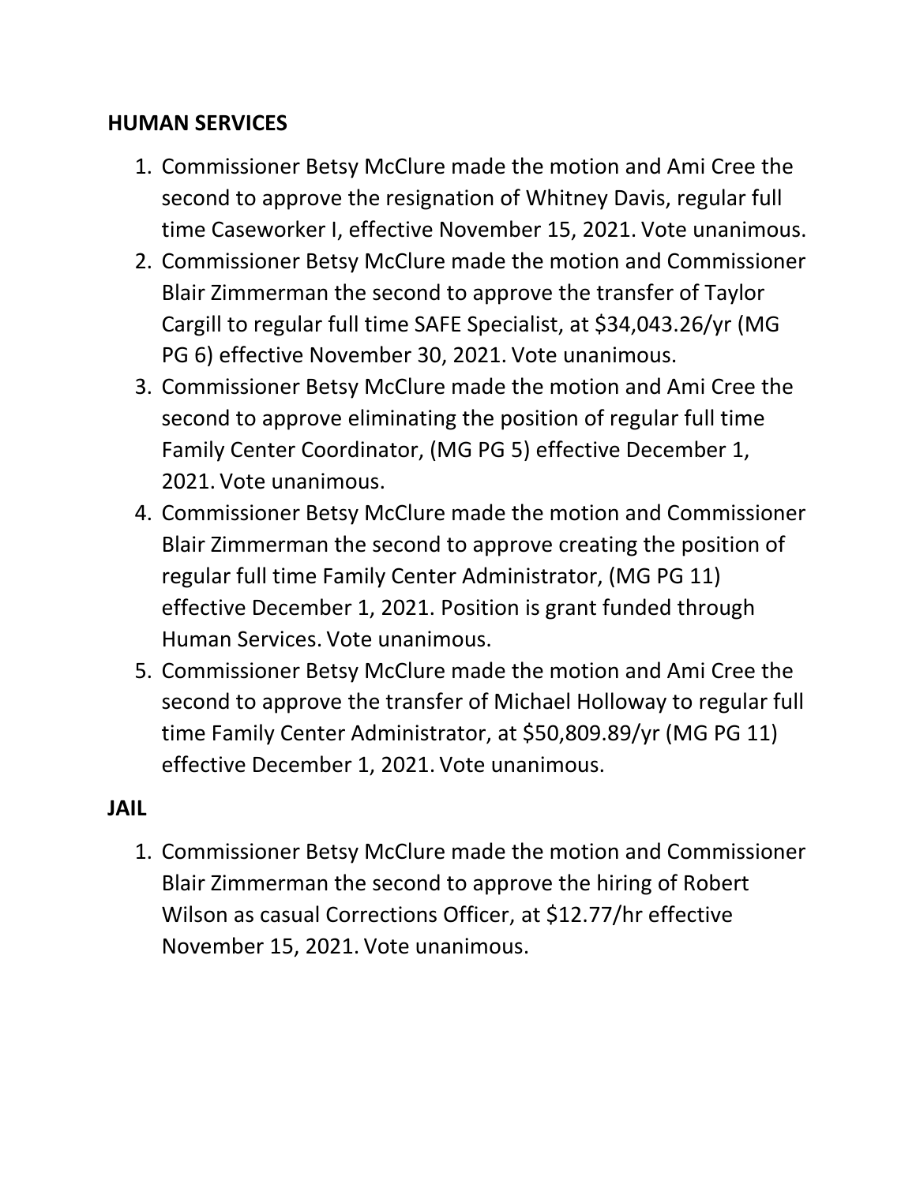**HUMAN SERVICES**

1. Commissioner Betsy McClure made the motion and Ami Cree the second to approve the resignation of Whitney Davis, regular full time Caseworker I, effective November 15, 2021. Vote unanimous.
2. Commissioner Betsy McClure made the motion and Commissioner Blair Zimmerman the second to approve the transfer of Taylor Cargill to regular full time SAFE Specialist, at $34,043.26/yr (MG PG 6) effective November 30, 2021. Vote unanimous.
3. Commissioner Betsy McClure made the motion and Ami Cree the second to approve eliminating the position of regular full time Family Center Coordinator, (MG PG 5) effective December 1, 2021. Vote unanimous.
4. Commissioner Betsy McClure made the motion and Commissioner Blair Zimmerman the second to approve creating the position of regular full time Family Center Administrator, (MG PG 11) effective December 1, 2021. Position is grant funded through Human Services. Vote unanimous.
5. Commissioner Betsy McClure made the motion and Ami Cree the second to approve the transfer of Michael Holloway to regular full time Family Center Administrator, at $50,809.89/yr (MG PG 11) effective December 1, 2021. Vote unanimous.

**JAIL**

1. Commissioner Betsy McClure made the motion and Commissioner Blair Zimmerman the second to approve the hiring of Robert Wilson as casual Corrections Officer, at $12.77/hr effective November 15, 2021. Vote unanimous.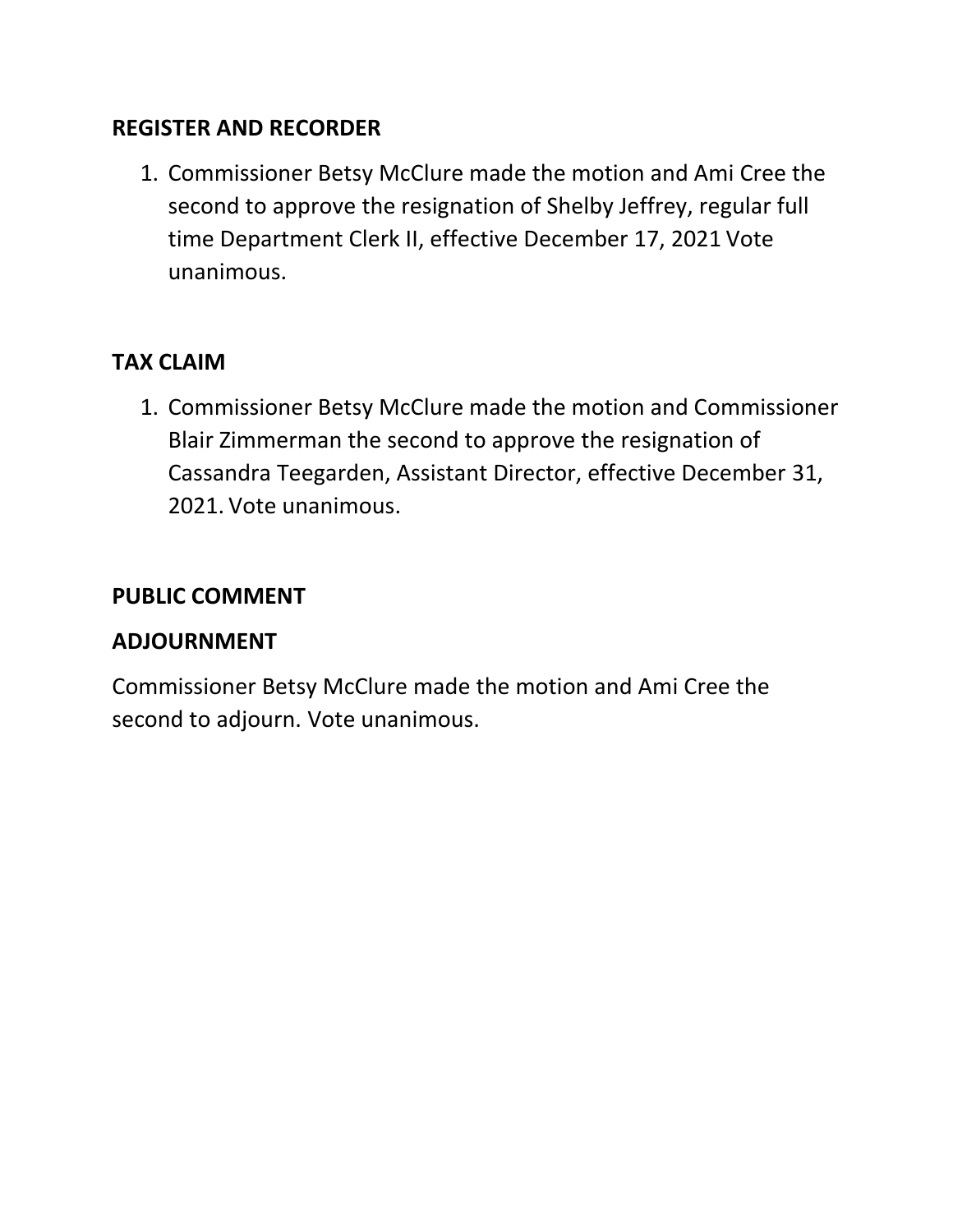## REGISTER AND RECORDER

1. Commissioner Betsy McClure made the motion and Ami Cree the second to approve the resignation of Shelby Jeffrey, regular full time Department Clerk II, effective December 17, 2021 Vote unanimous.

## TAX CLAIM

1. Commissioner Betsy McClure made the motion and Commissioner Blair Zimmerman the second to approve the resignation of Cassandra Teegarden, Assistant Director, effective December 31, 2021. Vote unanimous.

## PUBLIC COMMENT

## ADJOURNMENT

Commissioner Betsy McClure made the motion and Ami Cree the second to adjourn. Vote unanimous.